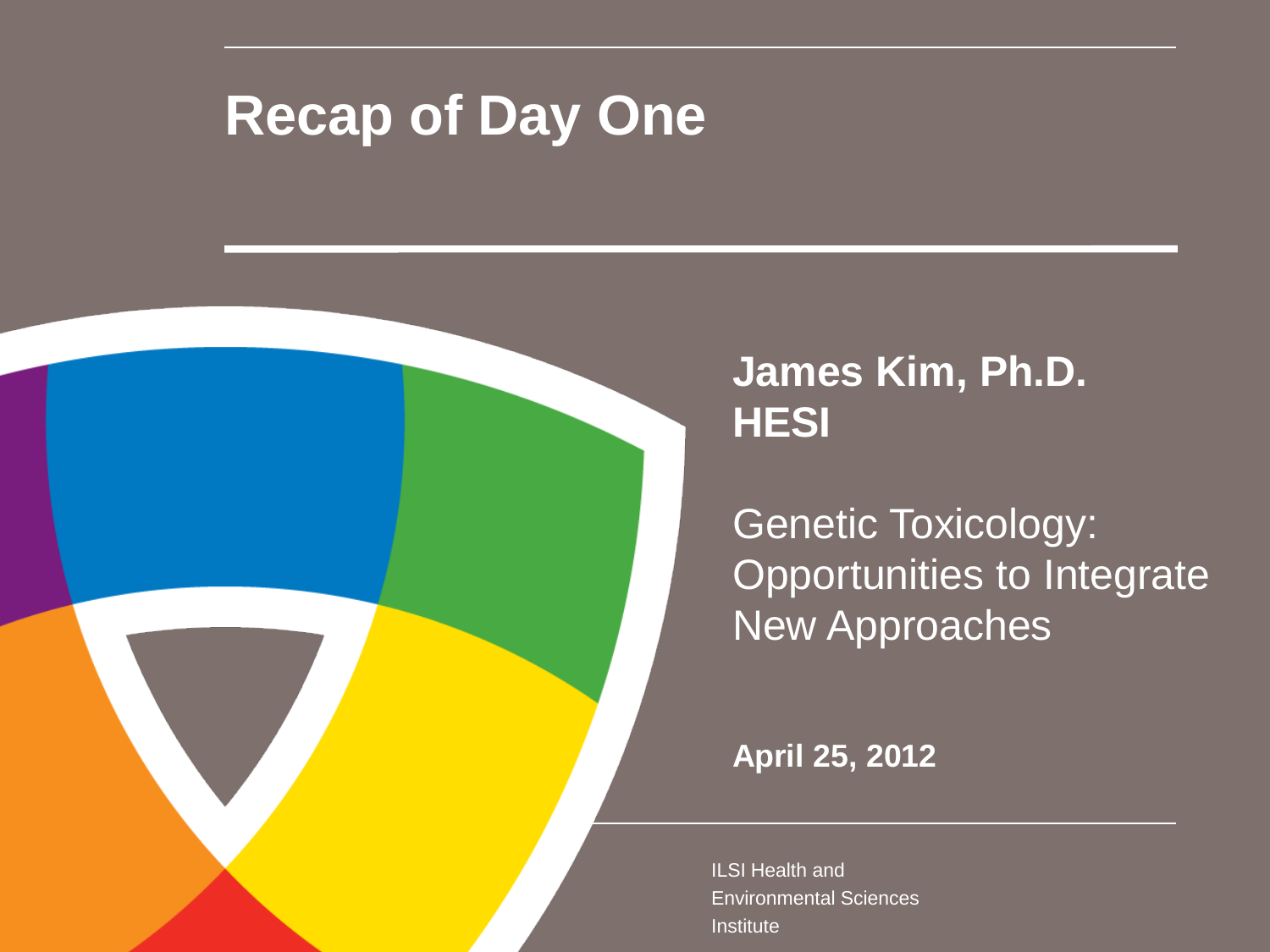# Recap of Day One

**James Kim, Ph.D.**
**HESI**

Genetic Toxicology: Opportunities to Integrate New Approaches

**April 25, 2012**

ILSI Health and Environmental Sciences Institute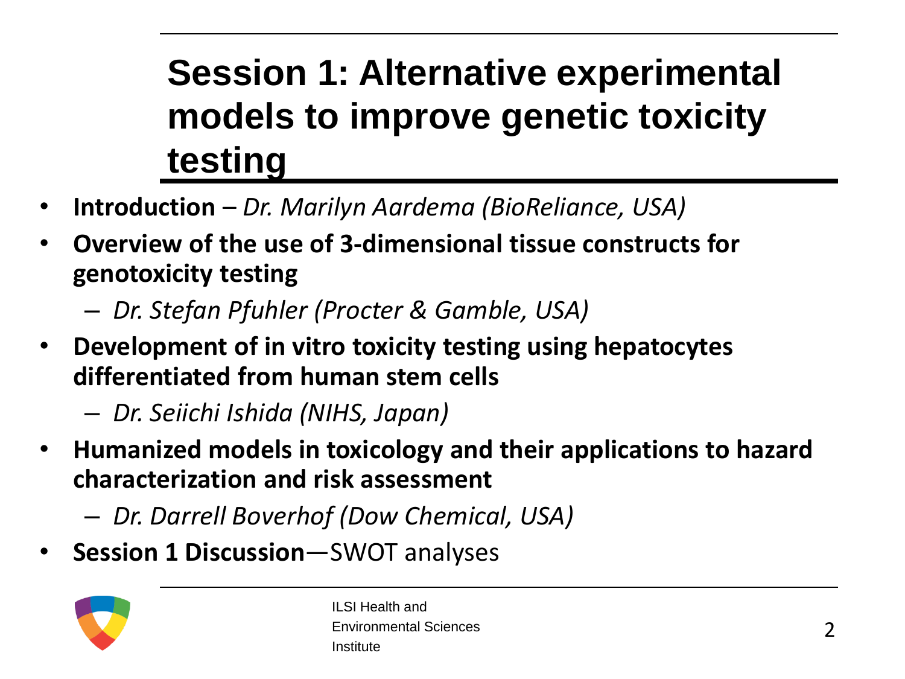# Session 1: Alternative experimental models to improve genetic toxicity testing

- **Introduction** – *Dr. Marilyn Aardema (BioReliance, USA)*
- **Overview of the use of 3-dimensional tissue constructs for genotoxicity testing**
  - *Dr. Stefan Pfuhler (Procter & Gamble, USA)*
- **Development of in vitro toxicity testing using hepatocytes differentiated from human stem cells**
  - *Dr. Seiichi Ishida (NIHS, Japan)*
- **Humanized models in toxicology and their applications to hazard characterization and risk assessment**
  - *Dr. Darrell Boverhof (Dow Chemical, USA)*
- **Session 1 Discussion**—SWOT analyses

ILSI Health and Environmental Sciences Institute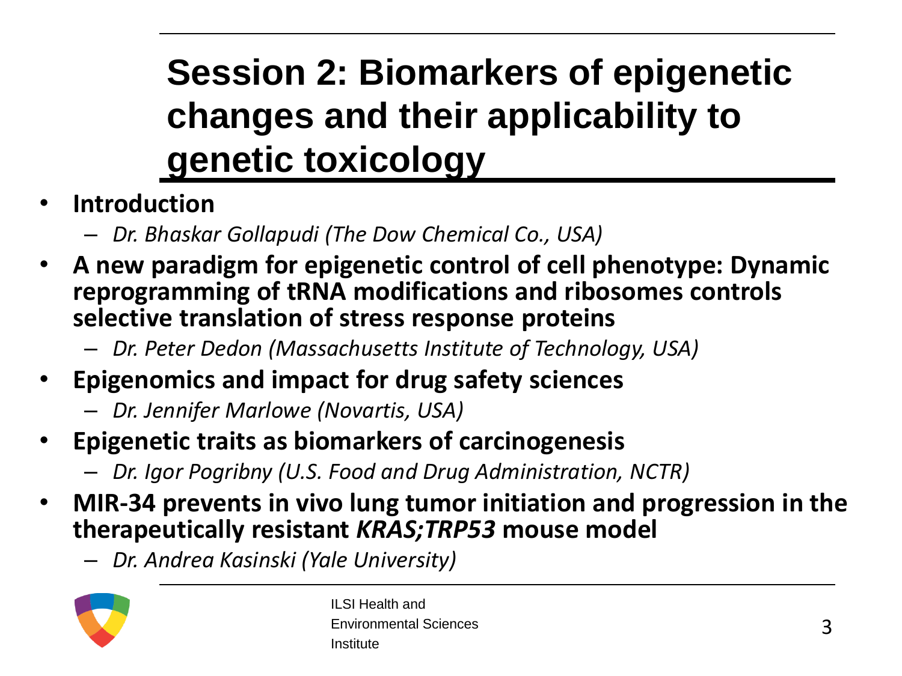# Session 2: Biomarkers of epigenetic changes and their applicability to genetic toxicology

- **Introduction**
  - *Dr. Bhaskar Gollapudi (The Dow Chemical Co., USA)*
- **A new paradigm for epigenetic control of cell phenotype: Dynamic reprogramming of tRNA modifications and ribosomes controls selective translation of stress response proteins**
  - *Dr. Peter Dedon (Massachusetts Institute of Technology, USA)*
- **Epigenomics and impact for drug safety sciences**
  - *Dr. Jennifer Marlowe (Novartis, USA)*
- **Epigenetic traits as biomarkers of carcinogenesis**
  - *Dr. Igor Pogribny (U.S. Food and Drug Administration, NCTR)*
- **MIR-34 prevents in vivo lung tumor initiation and progression in the therapeutically resistant *KRAS;TRP53* mouse model**
  - *Dr. Andrea Kasinski (Yale University)*